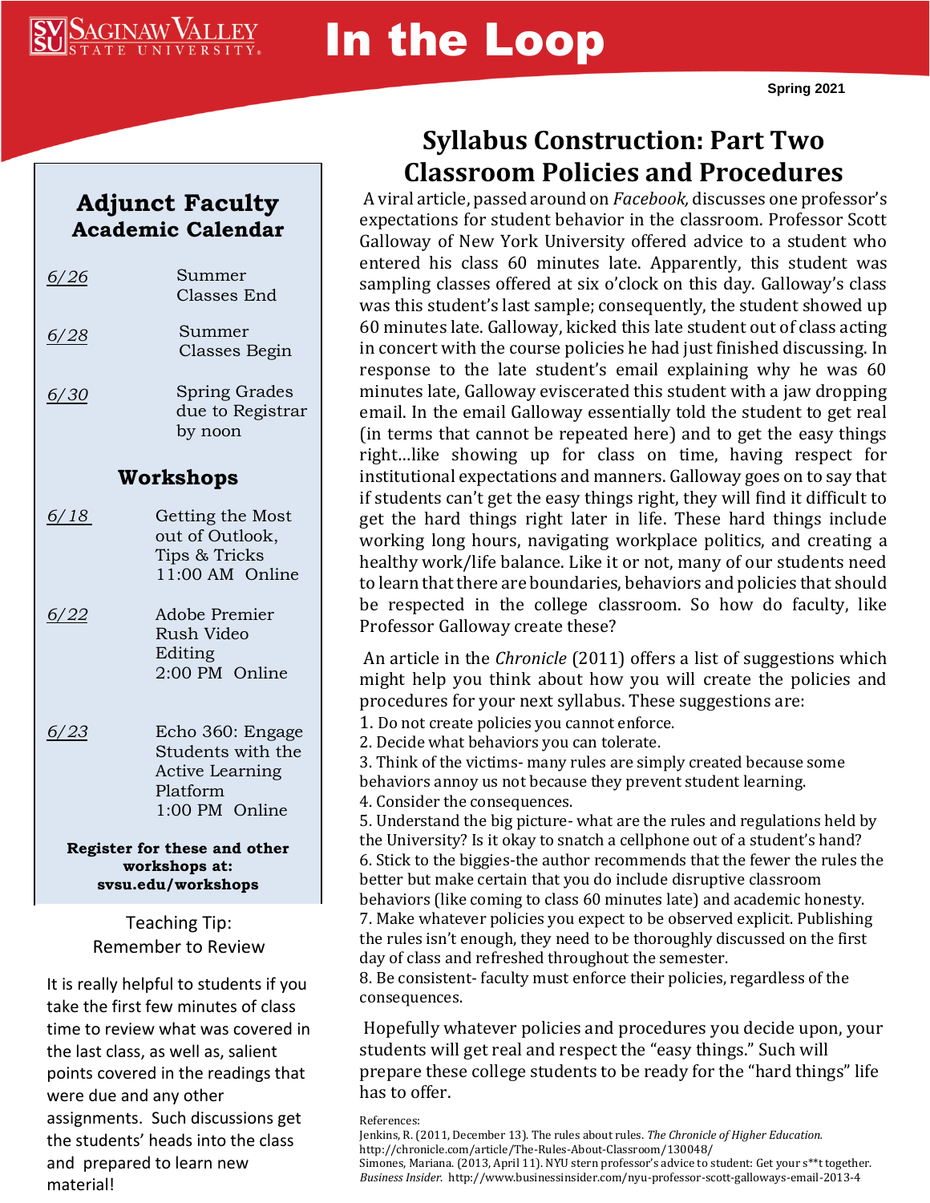# In the Loop

Spring 2021

## Syllabus Construction: Part Two Classroom Policies and Procedures

A viral article, passed around on *Facebook,* discusses one professor's expectations for student behavior in the classroom. Professor Scott Galloway of New York University offered advice to a student who entered his class 60 minutes late. Apparently, this student was sampling classes offered at six o'clock on this day. Galloway's class was this student's last sample; consequently, the student showed up 60 minutes late. Galloway, kicked this late student out of class acting in concert with the course policies he had just finished discussing. In response to the late student's email explaining why he was 60 minutes late, Galloway eviscerated this student with a jaw dropping email. In the email Galloway essentially told the student to get real (in terms that cannot be repeated here) and to get the easy things right…like showing up for class on time, having respect for institutional expectations and manners. Galloway goes on to say that if students can't get the easy things right, they will find it difficult to get the hard things right later in life. These hard things include working long hours, navigating workplace politics, and creating a healthy work/life balance. Like it or not, many of our students need to learn that there are boundaries, behaviors and policies that should be respected in the college classroom. So how do faculty, like Professor Galloway create these?

An article in the *Chronicle* (2011) offers a list of suggestions which might help you think about how you will create the policies and procedures for your next syllabus. These suggestions are:

1. Do not create policies you cannot enforce.
2. Decide what behaviors you can tolerate.
3. Think of the victims- many rules are simply created because some behaviors annoy us not because they prevent student learning.
4. Consider the consequences.
5. Understand the big picture- what are the rules and regulations held by the University? Is it okay to snatch a cellphone out of a student's hand?
6. Stick to the biggies-the author recommends that the fewer the rules the better but make certain that you do include disruptive classroom behaviors (like coming to class 60 minutes late) and academic honesty.
7. Make whatever policies you expect to be observed explicit. Publishing the rules isn't enough, they need to be thoroughly discussed on the first day of class and refreshed throughout the semester.
8. Be consistent- faculty must enforce their policies, regardless of the consequences.

Hopefully whatever policies and procedures you decide upon, your students will get real and respect the "easy things." Such will prepare these college students to be ready for the "hard things" life has to offer.

References:
Jenkins, R. (2011, December 13). The rules about rules. *The Chronicle of Higher Education.* http://chronicle.com/article/The-Rules-About-Classroom/130048/
Simones, Mariana. (2013, April 11). NYU stern professor's advice to student: Get your s**t together. *Business Insider.* http://www.businessinsider.com/nyu-professor-scott-galloways-email-2013-4

## Adjunct Faculty Academic Calendar

| Date | Event |
|---|---|
| 6/26 | Summer Classes End |
| 6/28 | Summer Classes Begin |
| 6/30 | Spring Grades due to Registrar by noon |

### Workshops

| Date | Workshop |
|---|---|
| 6/18 | Getting the Most out of Outlook, Tips & Tricks 11:00 AM Online |
| 6/22 | Adobe Premier Rush Video Editing 2:00 PM Online |
| 6/23 | Echo 360: Engage Students with the Active Learning Platform 1:00 PM Online |

**Register for these and other workshops at: svsu.edu/workshops**

### Teaching Tip: Remember to Review

It is really helpful to students if you take the first few minutes of class time to review what was covered in the last class, as well as, salient points covered in the readings that were due and any other assignments. Such discussions get the students' heads into the class and prepared to learn new material!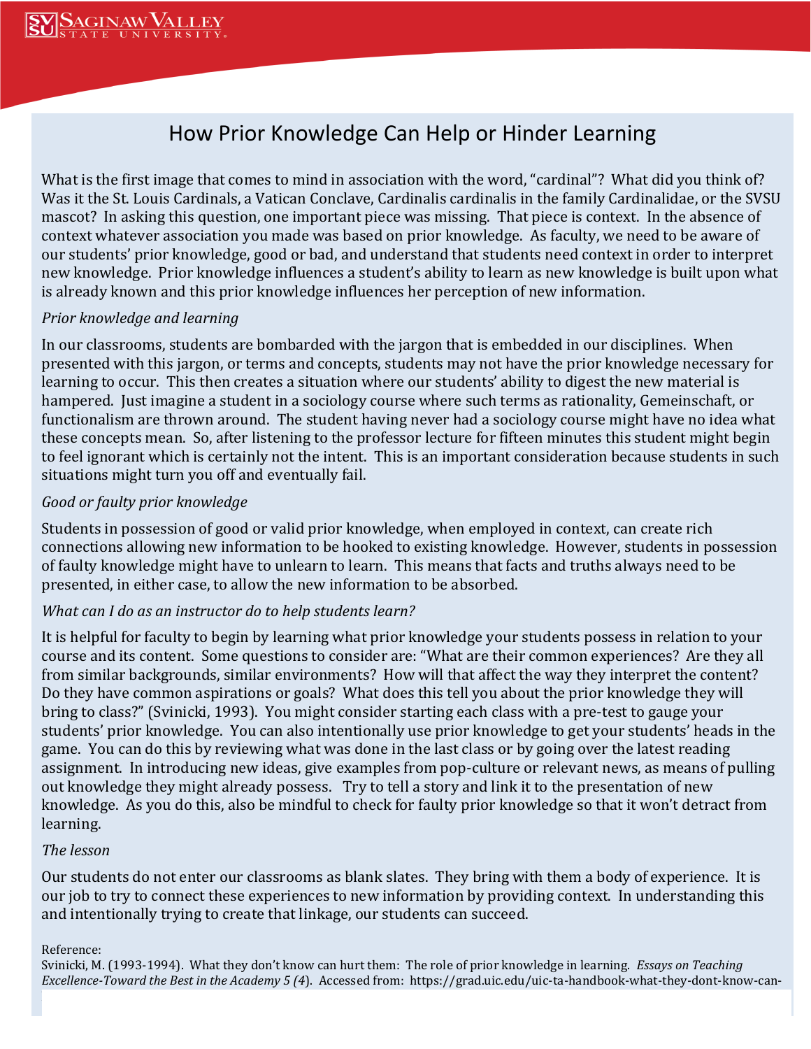# How Prior Knowledge Can Help or Hinder Learning

What is the first image that comes to mind in association with the word, "cardinal"? What did you think of? Was it the St. Louis Cardinals, a Vatican Conclave, Cardinalis cardinalis in the family Cardinalidae, or the SVSU mascot? In asking this question, one important piece was missing. That piece is context. In the absence of context whatever association you made was based on prior knowledge. As faculty, we need to be aware of our students' prior knowledge, good or bad, and understand that students need context in order to interpret new knowledge. Prior knowledge influences a student's ability to learn as new knowledge is built upon what is already known and this prior knowledge influences her perception of new information.

*Prior knowledge and learning*

In our classrooms, students are bombarded with the jargon that is embedded in our disciplines. When presented with this jargon, or terms and concepts, students may not have the prior knowledge necessary for learning to occur. This then creates a situation where our students' ability to digest the new material is hampered. Just imagine a student in a sociology course where such terms as rationality, Gemeinschaft, or functionalism are thrown around. The student having never had a sociology course might have no idea what these concepts mean. So, after listening to the professor lecture for fifteen minutes this student might begin to feel ignorant which is certainly not the intent. This is an important consideration because students in such situations might turn you off and eventually fail.

*Good or faulty prior knowledge*

Students in possession of good or valid prior knowledge, when employed in context, can create rich connections allowing new information to be hooked to existing knowledge. However, students in possession of faulty knowledge might have to unlearn to learn. This means that facts and truths always need to be presented, in either case, to allow the new information to be absorbed.

*What can I do as an instructor do to help students learn?*

It is helpful for faculty to begin by learning what prior knowledge your students possess in relation to your course and its content. Some questions to consider are: "What are their common experiences? Are they all from similar backgrounds, similar environments? How will that affect the way they interpret the content? Do they have common aspirations or goals? What does this tell you about the prior knowledge they will bring to class?" (Svinicki, 1993). You might consider starting each class with a pre-test to gauge your students' prior knowledge. You can also intentionally use prior knowledge to get your students' heads in the game. You can do this by reviewing what was done in the last class or by going over the latest reading assignment. In introducing new ideas, give examples from pop-culture or relevant news, as means of pulling out knowledge they might already possess. Try to tell a story and link it to the presentation of new knowledge. As you do this, also be mindful to check for faulty prior knowledge so that it won't detract from learning.

*The lesson*

Our students do not enter our classrooms as blank slates. They bring with them a body of experience. It is our job to try to connect these experiences to new information by providing context. In understanding this and intentionally trying to create that linkage, our students can succeed.

Reference:
Svinicki, M. (1993-1994). What they don't know can hurt them: The role of prior knowledge in learning. *Essays on Teaching Excellence-Toward the Best in the Academy 5 (4)*. Accessed from: https://grad.uic.edu/uic-ta-handbook-what-they-dont-know-can-